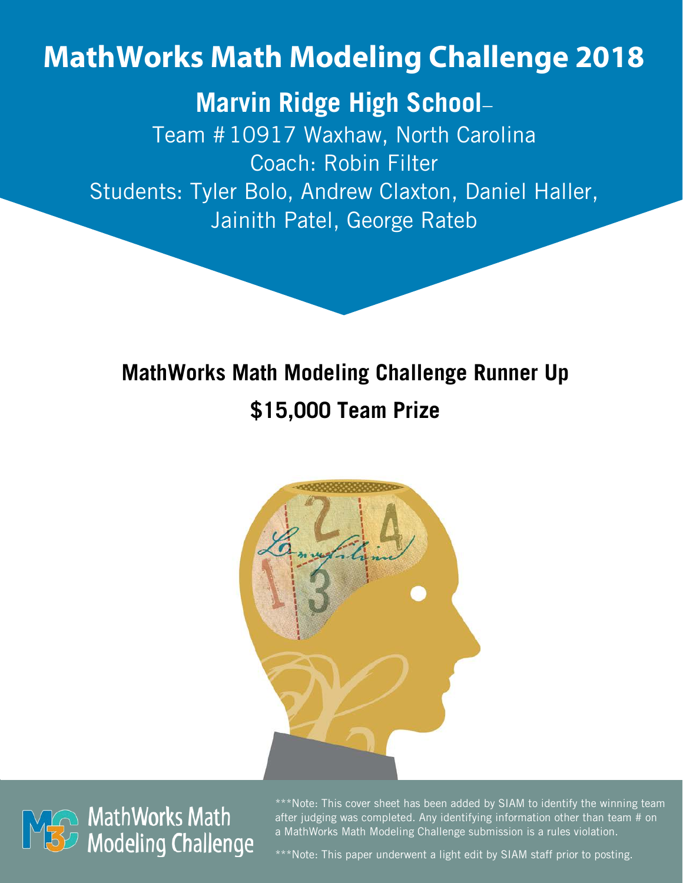# MathWorks Math Modeling Challenge 2018

## Marvin Ridge High School–

Team # 10917 Waxhaw, North Carolina

Coach: Robin Filter

Students: Tyler Bolo, Andrew Claxton, Daniel Haller, Jainith Patel, George Rateb

**MathWorks Math Modeling Challenge Runner Up**

**$15,000 Team Prize**

MathWorks Math Modeling Challenge

***Note: This cover sheet has been added by SIAM to identify the winning team after judging was completed. Any identifying information other than team # on a MathWorks Math Modeling Challenge submission is a rules violation.

***Note: This paper underwent a light edit by SIAM staff prior to posting.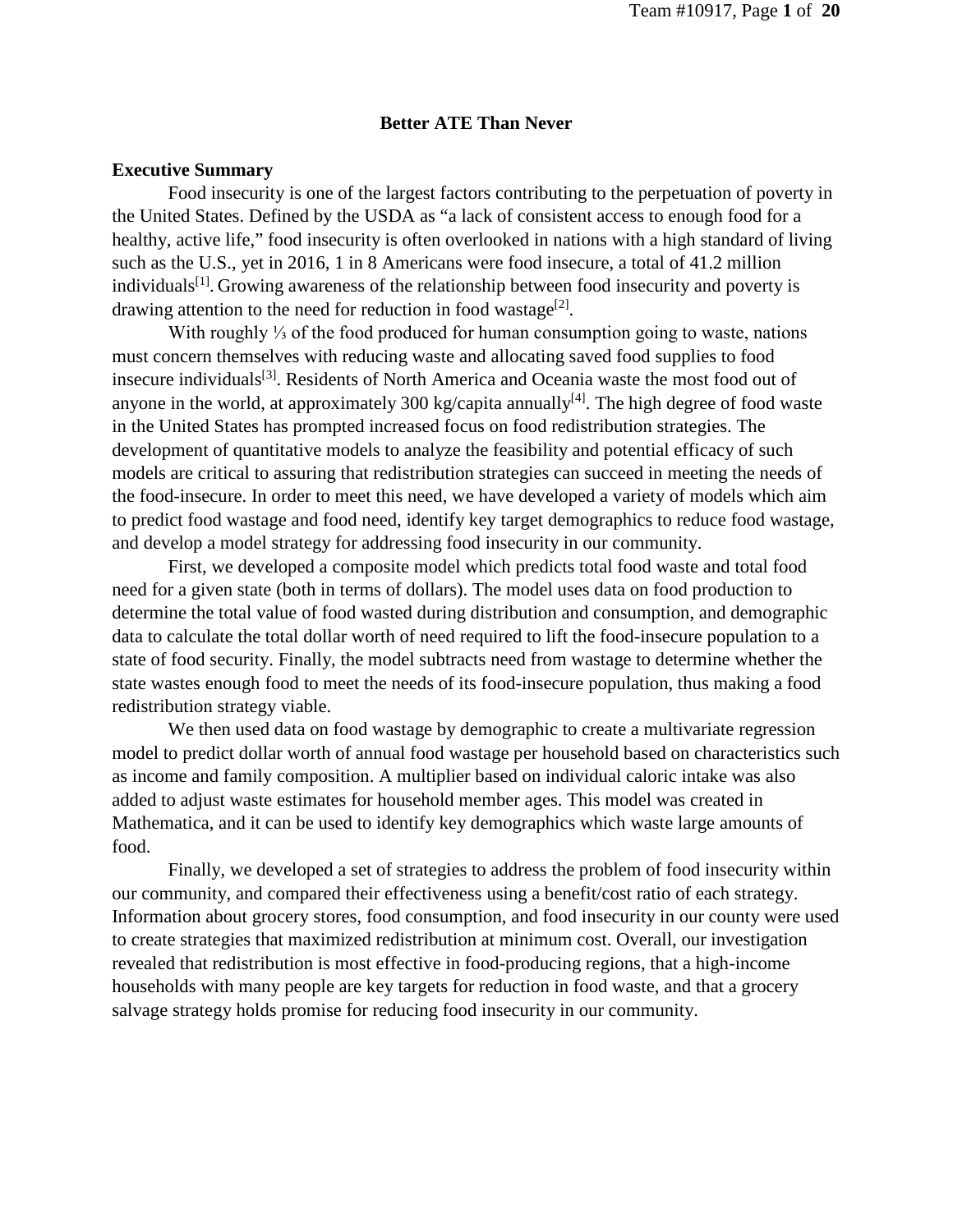**Better ATE Than Never**

## Executive Summary

Food insecurity is one of the largest factors contributing to the perpetuation of poverty in the United States. Defined by the USDA as "a lack of consistent access to enough food for a healthy, active life," food insecurity is often overlooked in nations with a high standard of living such as the U.S., yet in 2016, 1 in 8 Americans were food insecure, a total of 41.2 million individuals[1]. Growing awareness of the relationship between food insecurity and poverty is drawing attention to the need for reduction in food wastage[2].

With roughly ⅓ of the food produced for human consumption going to waste, nations must concern themselves with reducing waste and allocating saved food supplies to food insecure individuals[3]. Residents of North America and Oceania waste the most food out of anyone in the world, at approximately 300 kg/capita annually[4]. The high degree of food waste in the United States has prompted increased focus on food redistribution strategies. The development of quantitative models to analyze the feasibility and potential efficacy of such models are critical to assuring that redistribution strategies can succeed in meeting the needs of the food-insecure. In order to meet this need, we have developed a variety of models which aim to predict food wastage and food need, identify key target demographics to reduce food wastage, and develop a model strategy for addressing food insecurity in our community.

First, we developed a composite model which predicts total food waste and total food need for a given state (both in terms of dollars). The model uses data on food production to determine the total value of food wasted during distribution and consumption, and demographic data to calculate the total dollar worth of need required to lift the food-insecure population to a state of food security. Finally, the model subtracts need from wastage to determine whether the state wastes enough food to meet the needs of its food-insecure population, thus making a food redistribution strategy viable.

We then used data on food wastage by demographic to create a multivariate regression model to predict dollar worth of annual food wastage per household based on characteristics such as income and family composition. A multiplier based on individual caloric intake was also added to adjust waste estimates for household member ages. This model was created in Mathematica, and it can be used to identify key demographics which waste large amounts of food.

Finally, we developed a set of strategies to address the problem of food insecurity within our community, and compared their effectiveness using a benefit/cost ratio of each strategy. Information about grocery stores, food consumption, and food insecurity in our county were used to create strategies that maximized redistribution at minimum cost. Overall, our investigation revealed that redistribution is most effective in food-producing regions, that a high-income households with many people are key targets for reduction in food waste, and that a grocery salvage strategy holds promise for reducing food insecurity in our community.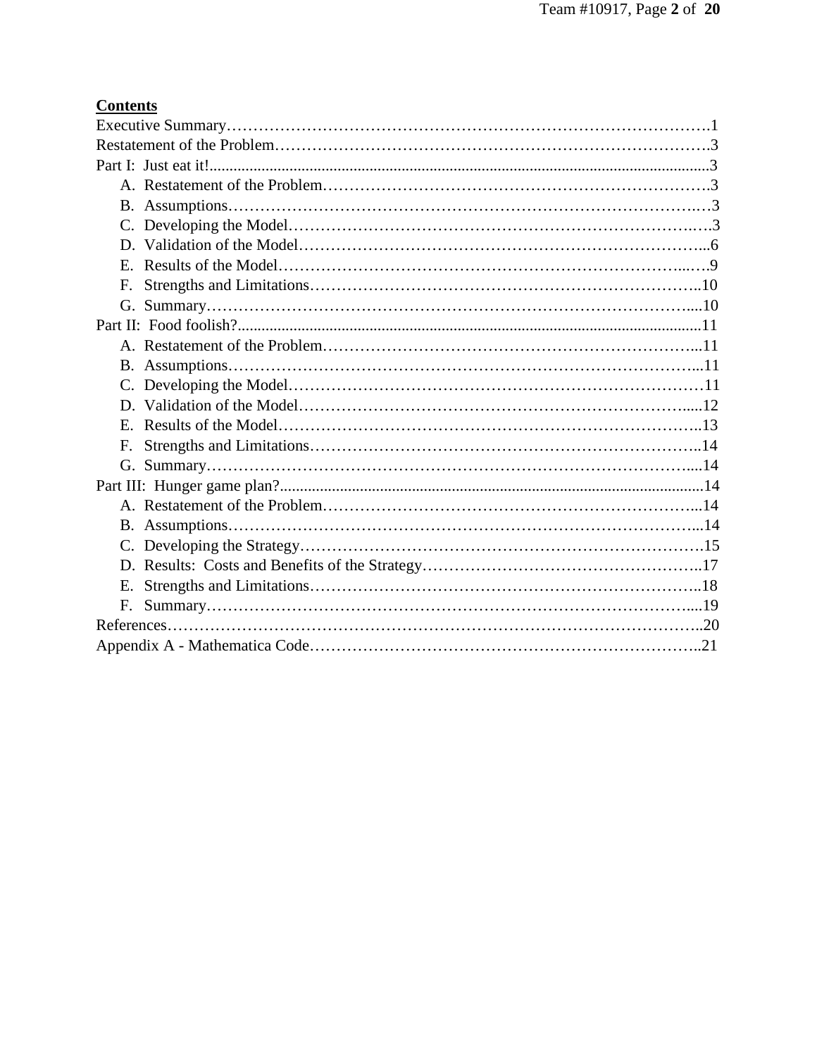**Contents**

Executive Summary……………………………………………………………………………….1
Restatement of the Problem……………………………………………………………………….3
Part I: Just eat it!...........................................................................................................................3
    A. Restatement of the Problem………………………………………………………………….3
    B. Assumptions………………………………………………………………………………….3
    C. Developing the Model………………………………………………………………………..3
    D. Validation of the Model……………………………………………………………………...6
    E. Results of the Model…………………………………………………………………………9
    F. Strengths and Limitations…………………………………………………………………..10
    G. Summary……………………………………………………………………………………10
Part II: Food foolish?...................................................................................................................11
    A. Restatement of the Problem………………………………………………………………...11
    B. Assumptions………………………………………………………………………………...11
    C. Developing the Model………………………………………………………………………11
    D. Validation of the Model…………………………………………………………………….12
    E. Results of the Model………………………………………………………………………..13
    F. Strengths and Limitations…………………………………………………………………..14
    G. Summary……………………………………………………………………………………14
Part III: Hunger game plan?..........................................................................................................14
    A. Restatement of the Problem………………………………………………………………...14
    B. Assumptions………………………………………………………………………………...14
    C. Developing the Strategy…………………………………………………………………….15
    D. Results: Costs and Benefits of the Strategy………………………………………………..17
    E. Strengths and Limitations…………………………………………………………………..18
    F. Summary……………………………………………………………………………………19
References………………………………………………………………………………………..20
Appendix A - Mathematica Code………………………………………………………………..21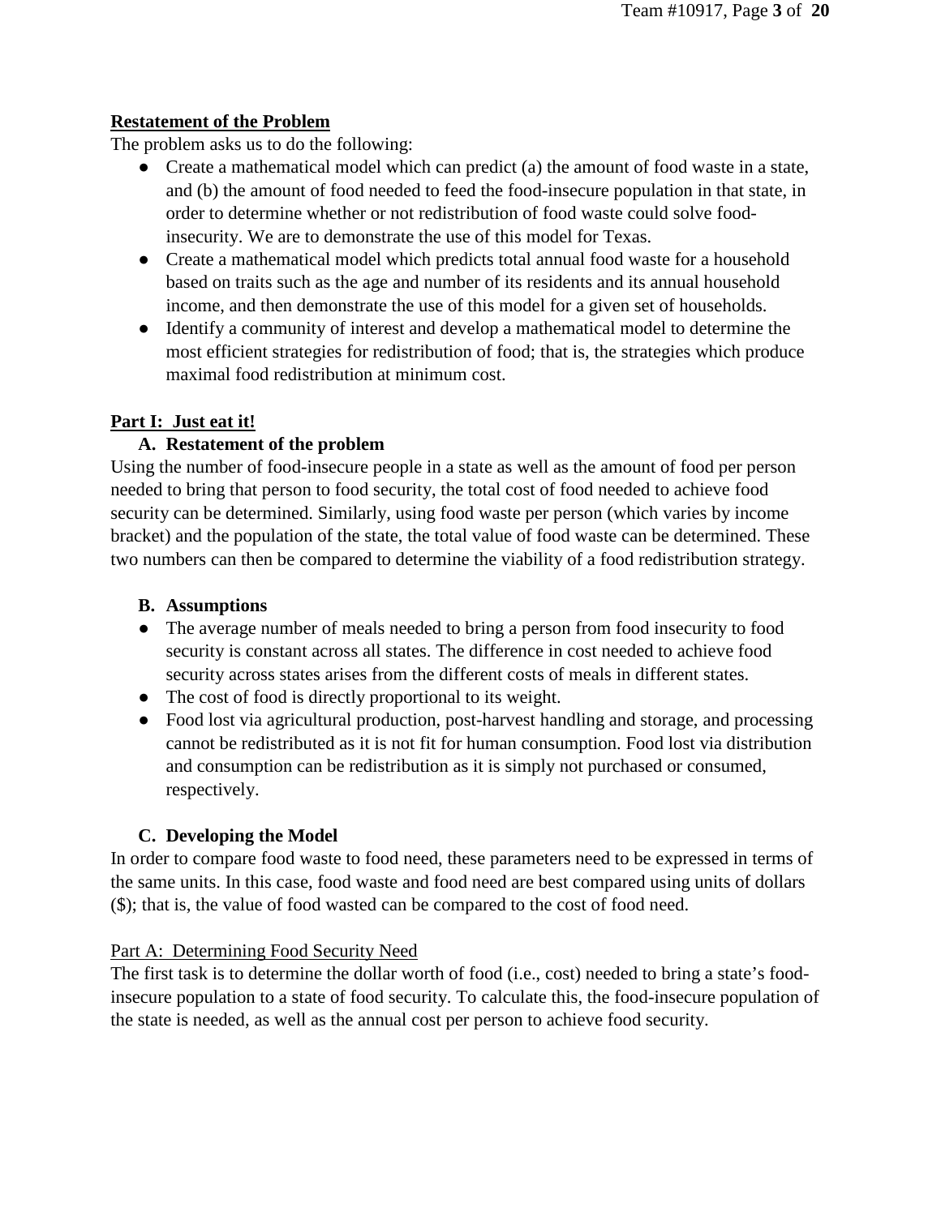## Restatement of the Problem

The problem asks us to do the following:

- Create a mathematical model which can predict (a) the amount of food waste in a state, and (b) the amount of food needed to feed the food-insecure population in that state, in order to determine whether or not redistribution of food waste could solve food-insecurity. We are to demonstrate the use of this model for Texas.
- Create a mathematical model which predicts total annual food waste for a household based on traits such as the age and number of its residents and its annual household income, and then demonstrate the use of this model for a given set of households.
- Identify a community of interest and develop a mathematical model to determine the most efficient strategies for redistribution of food; that is, the strategies which produce maximal food redistribution at minimum cost.

## Part I: Just eat it!

### A. Restatement of the problem

Using the number of food-insecure people in a state as well as the amount of food per person needed to bring that person to food security, the total cost of food needed to achieve food security can be determined. Similarly, using food waste per person (which varies by income bracket) and the population of the state, the total value of food waste can be determined. These two numbers can then be compared to determine the viability of a food redistribution strategy.

### B. Assumptions

- The average number of meals needed to bring a person from food insecurity to food security is constant across all states. The difference in cost needed to achieve food security across states arises from the different costs of meals in different states.
- The cost of food is directly proportional to its weight.
- Food lost via agricultural production, post-harvest handling and storage, and processing cannot be redistributed as it is not fit for human consumption. Food lost via distribution and consumption can be redistribution as it is simply not purchased or consumed, respectively.

### C. Developing the Model

In order to compare food waste to food need, these parameters need to be expressed in terms of the same units. In this case, food waste and food need are best compared using units of dollars ($); that is, the value of food wasted can be compared to the cost of food need.

Part A: Determining Food Security Need

The first task is to determine the dollar worth of food (i.e., cost) needed to bring a state's food-insecure population to a state of food security. To calculate this, the food-insecure population of the state is needed, as well as the annual cost per person to achieve food security.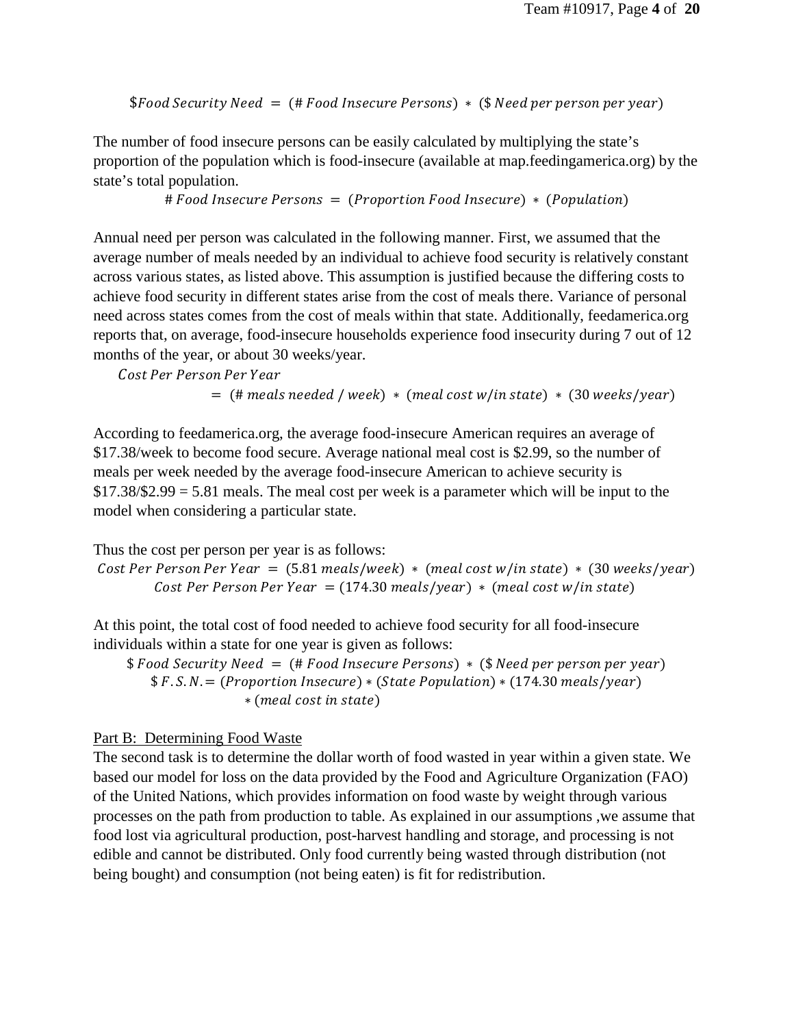$$\$Food\ Security\ Need\ =\ (\#\ Food\ Insecure\ Persons)\ *\ (\$\ Need\ per\ person\ per\ year)$$

The number of food insecure persons can be easily calculated by multiplying the state's proportion of the population which is food-insecure (available at map.feedingamerica.org) by the state's total population.

$$\#\ Food\ Insecure\ Persons\ =\ (Proportion\ Food\ Insecure)\ *\ (Population)$$

Annual need per person was calculated in the following manner. First, we assumed that the average number of meals needed by an individual to achieve food security is relatively constant across various states, as listed above. This assumption is justified because the differing costs to achieve food security in different states arise from the cost of meals there. Variance of personal need across states comes from the cost of meals within that state. Additionally, feedamerica.org reports that, on average, food-insecure households experience food insecurity during 7 out of 12 months of the year, or about 30 weeks/year.

$$Cost\ Per\ Person\ Per\ Year\ =\ (\#\ meals\ needed\ /\ week)\ *\ (meal\ cost\ w/in\ state)\ *\ (30\ weeks/year)$$

According to feedamerica.org, the average food-insecure American requires an average of \$17.38/week to become food secure. Average national meal cost is \$2.99, so the number of meals per week needed by the average food-insecure American to achieve security is \$17.38/\$2.99 = 5.81 meals. The meal cost per week is a parameter which will be input to the model when considering a particular state.

Thus the cost per person per year is as follows:

$$Cost\ Per\ Person\ Per\ Year\ =\ (5.81\ meals/week)\ *\ (meal\ cost\ w/in\ state)\ *\ (30\ weeks/year)$$

$$Cost\ Per\ Person\ Per\ Year\ =(174.30\ meals/year)\ *\ (meal\ cost\ w/in\ state)$$

At this point, the total cost of food needed to achieve food security for all food-insecure individuals within a state for one year is given as follows:

$$\$\ Food\ Security\ Need\ =\ (\#\ Food\ Insecure\ Persons)\ *\ (\$\ Need\ per\ person\ per\ year)$$

$$\$\ F.S.N. = (Proportion\ Insecure) * (State\ Population) * (174.30\ meals/year) * (meal\ cost\ in\ state)$$

Part B: Determining Food Waste

The second task is to determine the dollar worth of food wasted in year within a given state. We based our model for loss on the data provided by the Food and Agriculture Organization (FAO) of the United Nations, which provides information on food waste by weight through various processes on the path from production to table. As explained in our assumptions ,we assume that food lost via agricultural production, post-harvest handling and storage, and processing is not edible and cannot be distributed. Only food currently being wasted through distribution (not being bought) and consumption (not being eaten) is fit for redistribution.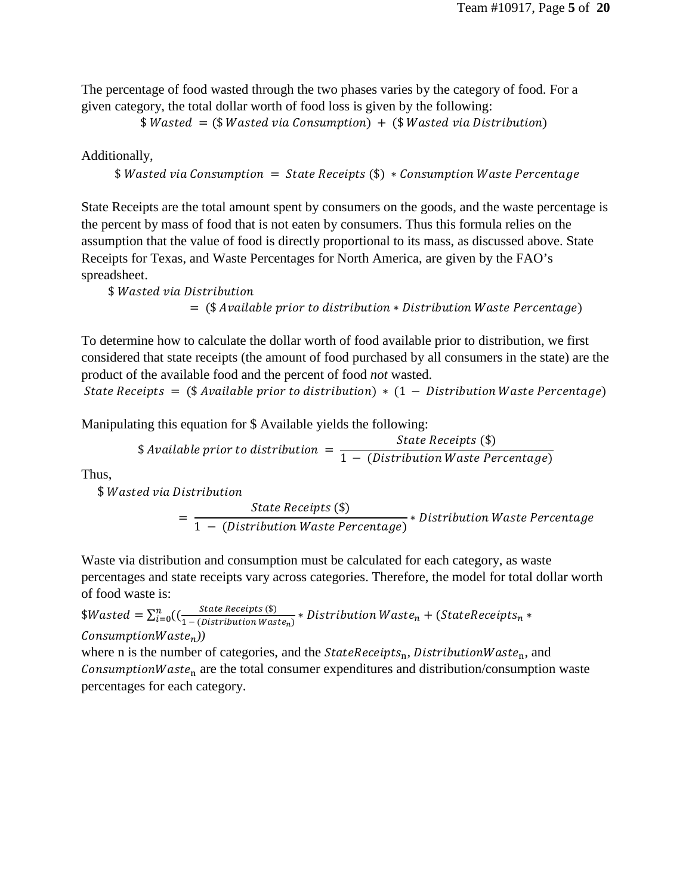The percentage of food wasted through the two phases varies by the category of food. For a given category, the total dollar worth of food loss is given by the following:

$$\$\,Wasted\ = (\$\,Wasted\ via\ Consumption) + (\$\,Wasted\ via\ Distribution)$$

Additionally,

$$\$\,Wasted\ via\ Consumption\ = State\ Receipts\ (\$) * Consumption\ Waste\ Percentage$$

State Receipts are the total amount spent by consumers on the goods, and the waste percentage is the percent by mass of food that is not eaten by consumers. Thus this formula relies on the assumption that the value of food is directly proportional to its mass, as discussed above. State Receipts for Texas, and Waste Percentages for North America, are given by the FAO's spreadsheet.

$$\$\,Wasted\ via\ Distribution = (\$\,Available\ prior\ to\ distribution * Distribution\ Waste\ Percentage)$$

To determine how to calculate the dollar worth of food available prior to distribution, we first considered that state receipts (the amount of food purchased by all consumers in the state) are the product of the available food and the percent of food *not* wasted.

$$State\ Receipts\ = (\$\,Available\ prior\ to\ distribution) * (1 - Distribution\ Waste\ Percentage)$$

Manipulating this equation for $ Available yields the following:

$$\$\,Available\ prior\ to\ distribution\ = \frac{State\ Receipts\ (\$)}{1 - (Distribution\ Waste\ Percentage)}$$

Thus,

$$\$\,Wasted\ via\ Distribution = \frac{State\ Receipts\ (\$)}{1 - (Distribution\ Waste\ Percentage)} * Distribution\ Waste\ Percentage$$

Waste via distribution and consumption must be calculated for each category, as waste percentages and state receipts vary across categories. Therefore, the model for total dollar worth of food waste is:

$$\$Wasted = \sum_{i=0}^{n}\left(\left(\frac{State\ Receipts\ (\$)}{1 - (Distribution\ Waste_n)} * Distribution\ Waste_n + (StateReceipts_n * ConsumptionWaste_n\right)\right)$$

where n is the number of categories, and the $StateReceipts_n$, $DistributionWaste_n$, and $ConsumptionWaste_n$ are the total consumer expenditures and distribution/consumption waste percentages for each category.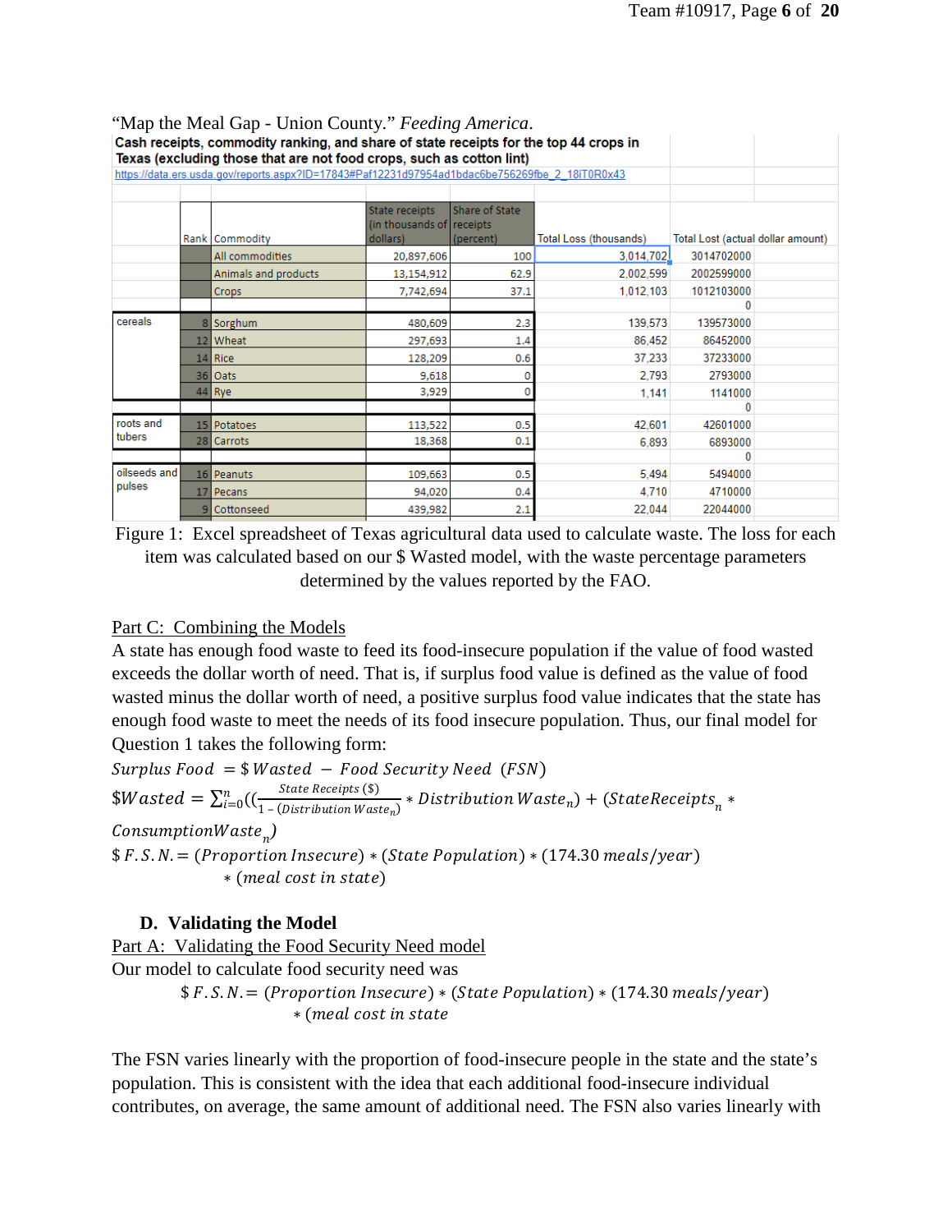"Map the Meal Gap - Union County." *Feeding America*.

| | | | | | | |
|---|---|---|---|---|---|---|
| **Cash receipts, commodity ranking, and share of state receipts for the top 44 crops in Texas (excluding those that are not food crops, such as cotton lint)** | | | | | | |
| https://data.ers.usda.gov/reports.aspx?ID=17843#Paf12231d97954ad1bdac6be756269fbe_2_18iT0R0x43 | | | | | | |
| | Rank | Commodity | State receipts (in thousands of dollars) | Share of State receipts (percent) | Total Loss (thousands) | Total Lost (actual dollar amount) |
| | | All commodities | 20,897,606 | 100 | 3,014,702 | 3014702000 |
| | | Animals and products | 13,154,912 | 62.9 | 2,002,599 | 2002599000 |
| | | Crops | 7,742,694 | 37.1 | 1,012,103 | 1012103000 |
| | | | | | | 0 |
| cereals | 8 | Sorghum | 480,609 | 2.3 | 139,573 | 139573000 |
| | 12 | Wheat | 297,693 | 1.4 | 86,452 | 86452000 |
| | 14 | Rice | 128,209 | 0.6 | 37,233 | 37233000 |
| | 36 | Oats | 9,618 | 0 | 2,793 | 2793000 |
| | 44 | Rye | 3,929 | 0 | 1,141 | 1141000 |
| | | | | | | 0 |
| roots and tubers | 15 | Potatoes | 113,522 | 0.5 | 42,601 | 42601000 |
| | 28 | Carrots | 18,368 | 0.1 | 6,893 | 6893000 |
| | | | | | | 0 |
| oilseeds and pulses | 16 | Peanuts | 109,663 | 0.5 | 5,494 | 5494000 |
| | 17 | Pecans | 94,020 | 0.4 | 4,710 | 4710000 |
| | 9 | Cottonseed | 439,982 | 2.1 | 22,044 | 22044000 |

Figure 1: Excel spreadsheet of Texas agricultural data used to calculate waste. The loss for each item was calculated based on our $ Wasted model, with the waste percentage parameters determined by the values reported by the FAO.

<u>Part C: Combining the Models</u>

A state has enough food waste to feed its food-insecure population if the value of food wasted exceeds the dollar worth of need. That is, if surplus food value is defined as the value of food wasted minus the dollar worth of need, a positive surplus food value indicates that the state has enough food waste to meet the needs of its food insecure population. Thus, our final model for Question 1 takes the following form:

$$Surplus\ Food\ = \$Wasted\ -\ Food\ Security\ Need\ \ (FSN)$$

$$\$Wasted = \sum_{i=0}^{n}\left(\left(\frac{State\ Receipts\ (\$)}{1 - (Distribution\ Waste_n)} * Distribution\ Waste_n\right) + (StateReceipts_n * ConsumptionWaste_n\right)$$

$$\$\ F.S.N. = (Proportion\ Insecure) * (State\ Population) * (174.30\ meals/year) * (meal\ cost\ in\ state)$$

### D. Validating the Model

<u>Part A: Validating the Food Security Need model</u>

Our model to calculate food security need was

$$\$\ F.S.N. = (Proportion\ Insecure) * (State\ Population) * (174.30\ meals/year) * (meal\ cost\ in\ state$$

The FSN varies linearly with the proportion of food-insecure people in the state and the state's population. This is consistent with the idea that each additional food-insecure individual contributes, on average, the same amount of additional need. The FSN also varies linearly with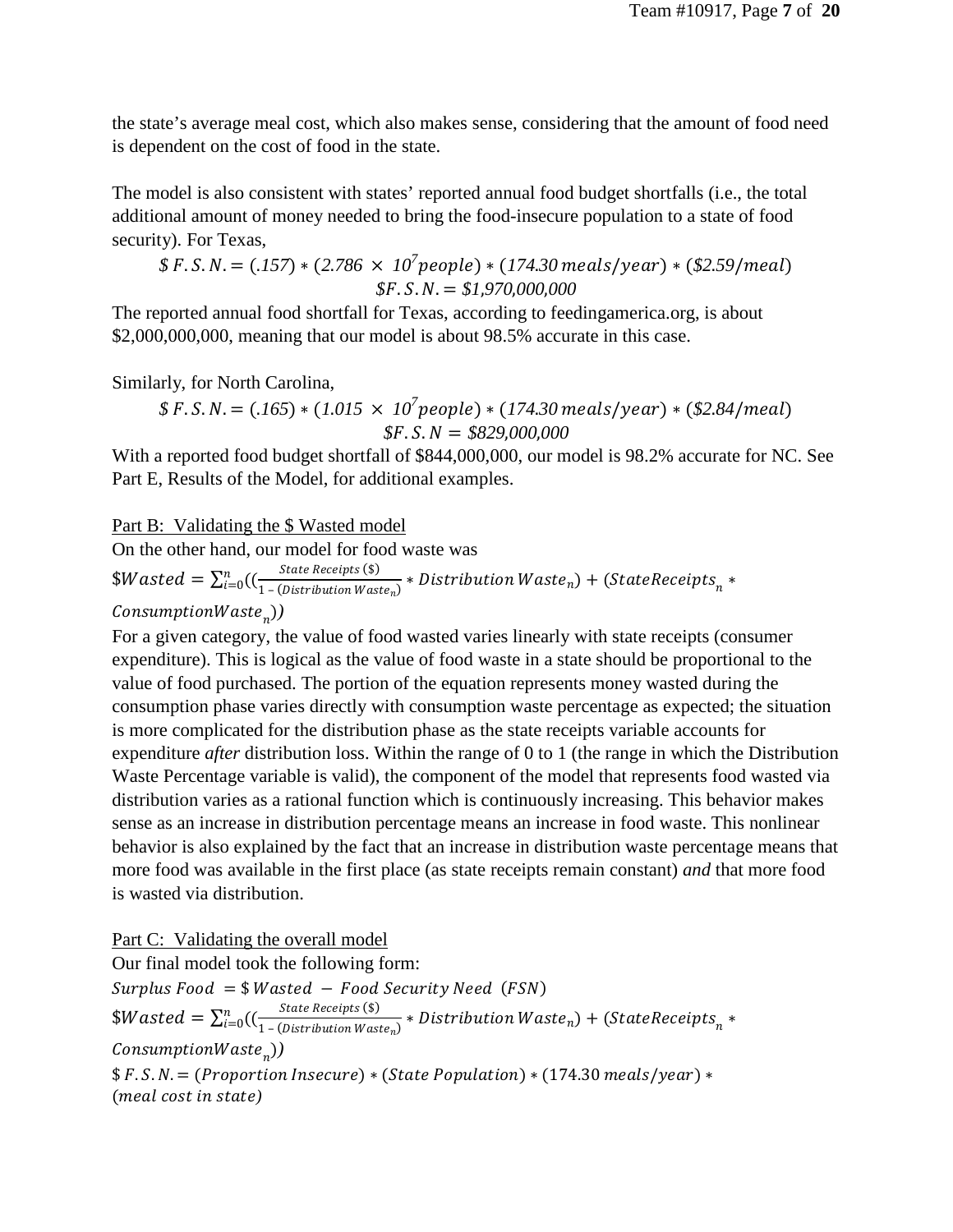the state's average meal cost, which also makes sense, considering that the amount of food need is dependent on the cost of food in the state.

The model is also consistent with states' reported annual food budget shortfalls (i.e., the total additional amount of money needed to bring the food-insecure population to a state of food security). For Texas,

$$\$\,F.S.N. = (.157) * (2.786 \times 10^{7} people) * (174.30\, meals/year) * (\$2.59/meal)$$

$$\$F.S.N. = \$1{,}970{,}000{,}000$$

The reported annual food shortfall for Texas, according to feedingamerica.org, is about \$2,000,000,000, meaning that our model is about 98.5% accurate in this case.

Similarly, for North Carolina,

$$\$\,F.S.N. = (.165) * (1.015 \times 10^{7} people) * (174.30\, meals/year) * (\$2.84/meal)$$

$$\$F.S.N = \$829{,}000{,}000$$

With a reported food budget shortfall of \$844,000,000, our model is 98.2% accurate for NC. See Part E, Results of the Model, for additional examples.

Part B: Validating the \$ Wasted model

On the other hand, our model for food waste was

$$\$Wasted = \sum_{i=0}^{n}\left(\left(\frac{State\ Receipts\ (\$)}{1-(Distribution\ Waste_n)} * Distribution\ Waste_n\right) + (StateReceipts_n * ConsumptionWaste_n)\right)$$

For a given category, the value of food wasted varies linearly with state receipts (consumer expenditure). This is logical as the value of food waste in a state should be proportional to the value of food purchased. The portion of the equation represents money wasted during the consumption phase varies directly with consumption waste percentage as expected; the situation is more complicated for the distribution phase as the state receipts variable accounts for expenditure *after* distribution loss. Within the range of 0 to 1 (the range in which the Distribution Waste Percentage variable is valid), the component of the model that represents food wasted via distribution varies as a rational function which is continuously increasing. This behavior makes sense as an increase in distribution percentage means an increase in food waste. This nonlinear behavior is also explained by the fact that an increase in distribution waste percentage means that more food was available in the first place (as state receipts remain constant) *and* that more food is wasted via distribution.

Part C: Validating the overall model

Our final model took the following form:

$$Surplus\ Food = \$\,Wasted - Food\ Security\ Need\ (FSN)$$

$$\$Wasted = \sum_{i=0}^{n}\left(\left(\frac{State\ Receipts\ (\$)}{1-(Distribution\ Waste_n)} * Distribution\ Waste_n\right) + (StateReceipts_n * ConsumptionWaste_n)\right)$$

$$\$\,F.S.N. = (Proportion\ Insecure) * (State\ Population) * (174.30\ meals/year) * (meal\ cost\ in\ state)$$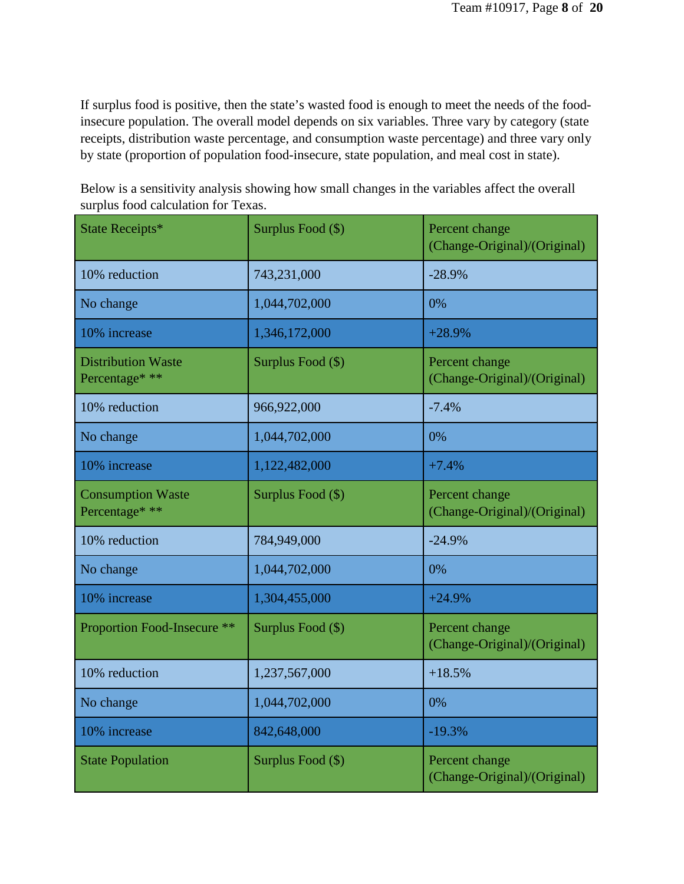If surplus food is positive, then the state's wasted food is enough to meet the needs of the food-insecure population. The overall model depends on six variables. Three vary by category (state receipts, distribution waste percentage, and consumption waste percentage) and three vary only by state (proportion of population food-insecure, state population, and meal cost in state).

Below is a sensitivity analysis showing how small changes in the variables affect the overall surplus food calculation for Texas.

| State Receipts* | Surplus Food ($) | Percent change (Change-Original)/(Original) |
|---|---|---|
| 10% reduction | 743,231,000 | -28.9% |
| No change | 1,044,702,000 | 0% |
| 10% increase | 1,346,172,000 | +28.9% |
| Distribution Waste Percentage* ** | Surplus Food ($) | Percent change (Change-Original)/(Original) |
| 10% reduction | 966,922,000 | -7.4% |
| No change | 1,044,702,000 | 0% |
| 10% increase | 1,122,482,000 | +7.4% |
| Consumption Waste Percentage* ** | Surplus Food ($) | Percent change (Change-Original)/(Original) |
| 10% reduction | 784,949,000 | -24.9% |
| No change | 1,044,702,000 | 0% |
| 10% increase | 1,304,455,000 | +24.9% |
| Proportion Food-Insecure ** | Surplus Food ($) | Percent change (Change-Original)/(Original) |
| 10% reduction | 1,237,567,000 | +18.5% |
| No change | 1,044,702,000 | 0% |
| 10% increase | 842,648,000 | -19.3% |
| State Population | Surplus Food ($) | Percent change (Change-Original)/(Original) |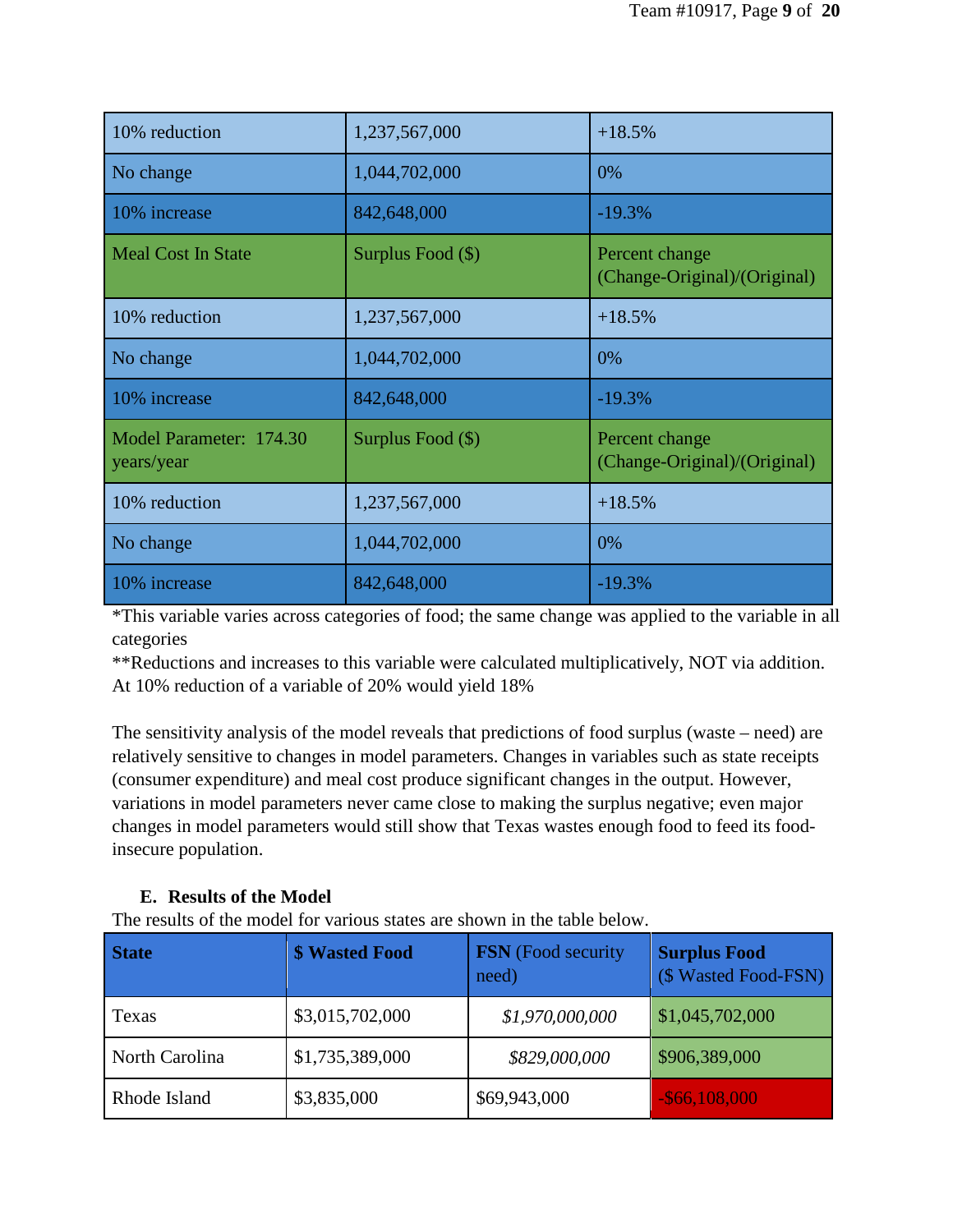| 10% reduction | 1,237,567,000 | +18.5% |
|---|---|---|
| No change | 1,044,702,000 | 0% |
| 10% increase | 842,648,000 | -19.3% |
| Meal Cost In State | Surplus Food ($) | Percent change (Change-Original)/(Original) |
| 10% reduction | 1,237,567,000 | +18.5% |
| No change | 1,044,702,000 | 0% |
| 10% increase | 842,648,000 | -19.3% |
| Model Parameter: 174.30 years/year | Surplus Food ($) | Percent change (Change-Original)/(Original) |
| 10% reduction | 1,237,567,000 | +18.5% |
| No change | 1,044,702,000 | 0% |
| 10% increase | 842,648,000 | -19.3% |

*This variable varies across categories of food; the same change was applied to the variable in all categories

**Reductions and increases to this variable were calculated multiplicatively, NOT via addition. At 10% reduction of a variable of 20% would yield 18%

The sensitivity analysis of the model reveals that predictions of food surplus (waste – need) are relatively sensitive to changes in model parameters. Changes in variables such as state receipts (consumer expenditure) and meal cost produce significant changes in the output. However, variations in model parameters never came close to making the surplus negative; even major changes in model parameters would still show that Texas wastes enough food to feed its food-insecure population.

### E. Results of the Model

The results of the model for various states are shown in the table below.

| **State** | **$ Wasted Food** | **FSN** (Food security need) | **Surplus Food** ($ Wasted Food-FSN) |
|---|---|---|---|
| Texas | $3,015,702,000 | *$1,970,000,000* | $1,045,702,000 |
| North Carolina | $1,735,389,000 | *$829,000,000* | $906,389,000 |
| Rhode Island | $3,835,000 | $69,943,000 | -$66,108,000 |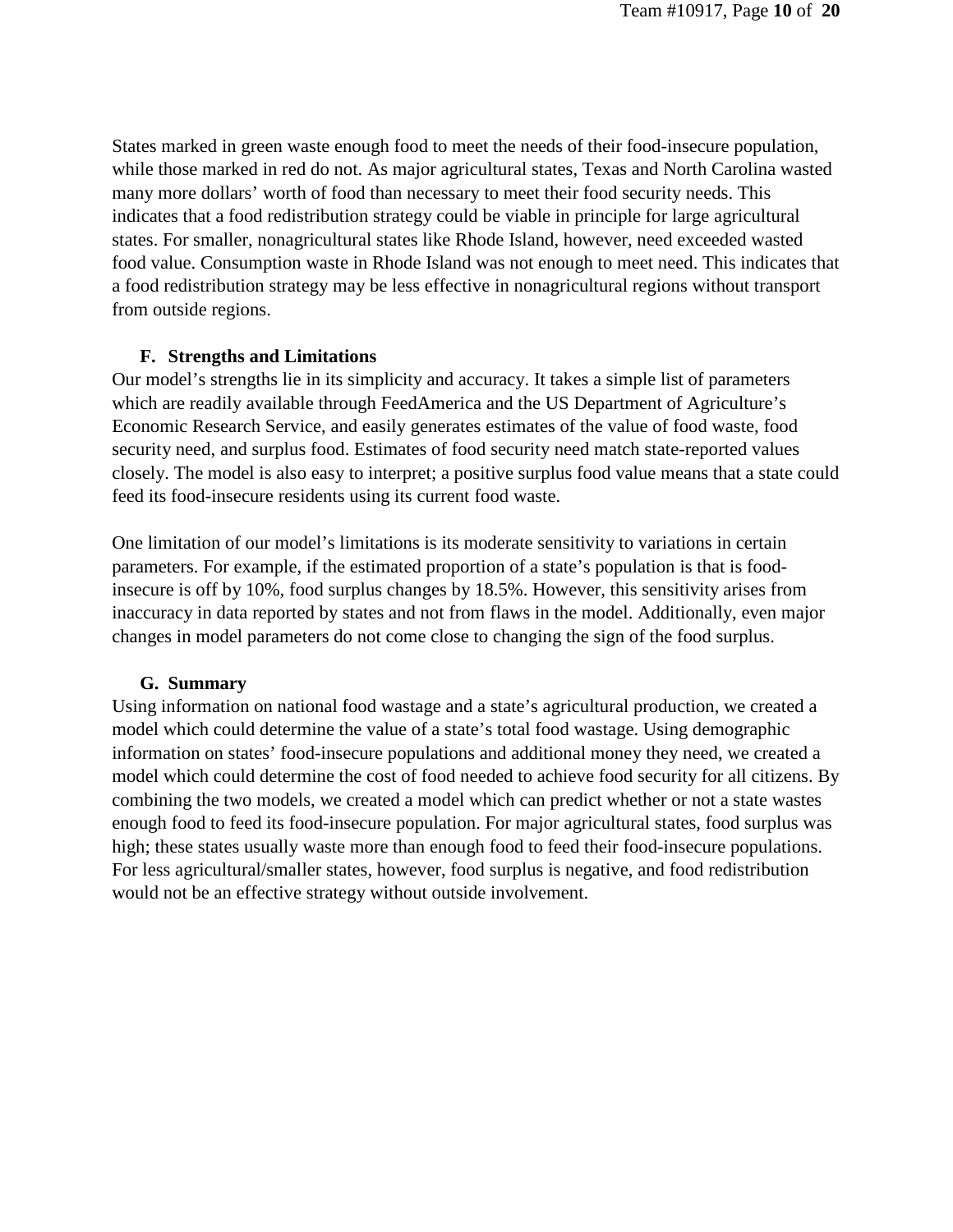States marked in green waste enough food to meet the needs of their food-insecure population, while those marked in red do not. As major agricultural states, Texas and North Carolina wasted many more dollars' worth of food than necessary to meet their food security needs. This indicates that a food redistribution strategy could be viable in principle for large agricultural states. For smaller, nonagricultural states like Rhode Island, however, need exceeded wasted food value. Consumption waste in Rhode Island was not enough to meet need. This indicates that a food redistribution strategy may be less effective in nonagricultural regions without transport from outside regions.

### F. Strengths and Limitations

Our model's strengths lie in its simplicity and accuracy. It takes a simple list of parameters which are readily available through FeedAmerica and the US Department of Agriculture's Economic Research Service, and easily generates estimates of the value of food waste, food security need, and surplus food. Estimates of food security need match state-reported values closely. The model is also easy to interpret; a positive surplus food value means that a state could feed its food-insecure residents using its current food waste.

One limitation of our model's limitations is its moderate sensitivity to variations in certain parameters. For example, if the estimated proportion of a state's population is that is food-insecure is off by 10%, food surplus changes by 18.5%. However, this sensitivity arises from inaccuracy in data reported by states and not from flaws in the model. Additionally, even major changes in model parameters do not come close to changing the sign of the food surplus.

### G. Summary

Using information on national food wastage and a state's agricultural production, we created a model which could determine the value of a state's total food wastage. Using demographic information on states' food-insecure populations and additional money they need, we created a model which could determine the cost of food needed to achieve food security for all citizens. By combining the two models, we created a model which can predict whether or not a state wastes enough food to feed its food-insecure population. For major agricultural states, food surplus was high; these states usually waste more than enough food to feed their food-insecure populations. For less agricultural/smaller states, however, food surplus is negative, and food redistribution would not be an effective strategy without outside involvement.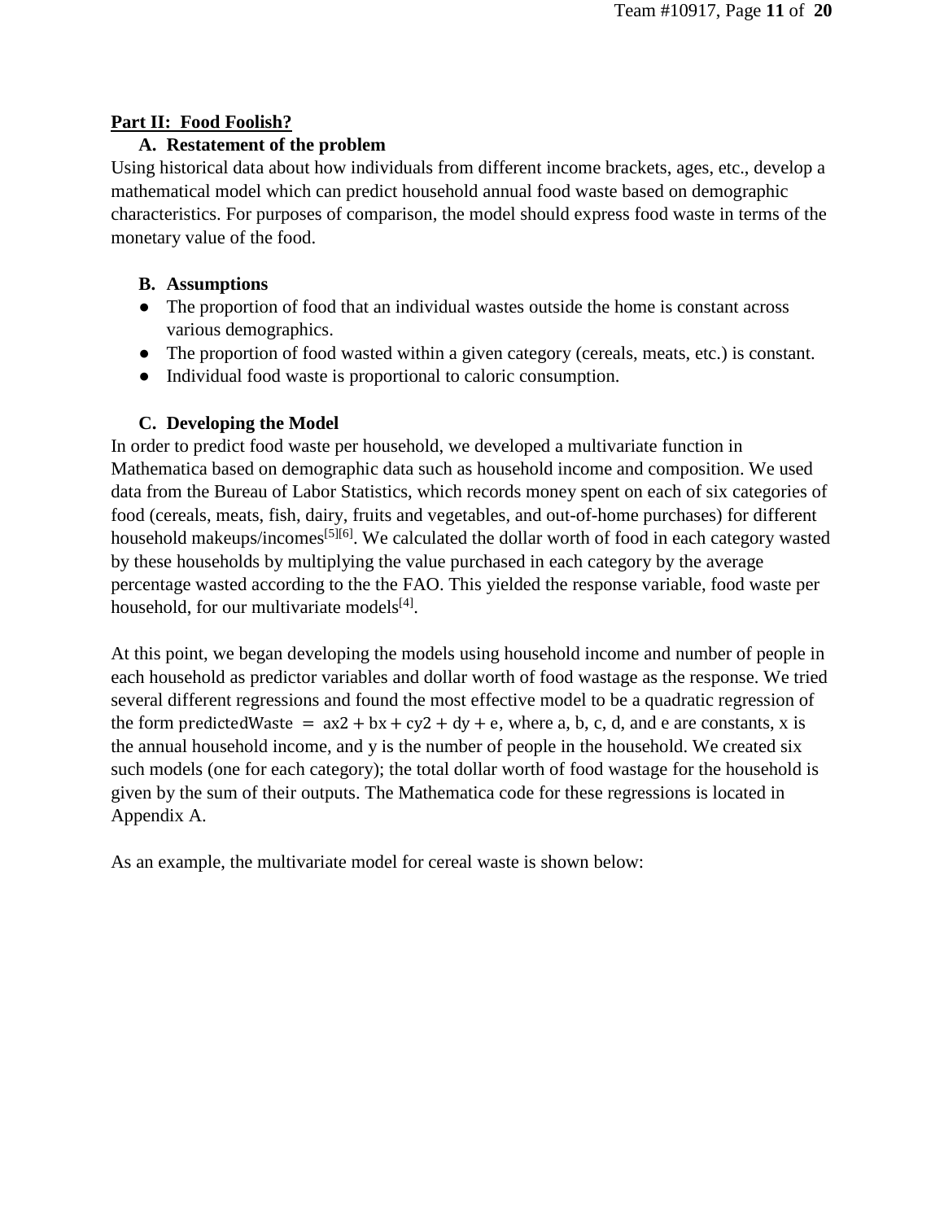## Part II: Food Foolish?

### A. Restatement of the problem

Using historical data about how individuals from different income brackets, ages, etc., develop a mathematical model which can predict household annual food waste based on demographic characteristics. For purposes of comparison, the model should express food waste in terms of the monetary value of the food.

### B. Assumptions

- The proportion of food that an individual wastes outside the home is constant across various demographics.
- The proportion of food wasted within a given category (cereals, meats, etc.) is constant.
- Individual food waste is proportional to caloric consumption.

### C. Developing the Model

In order to predict food waste per household, we developed a multivariate function in Mathematica based on demographic data such as household income and composition. We used data from the Bureau of Labor Statistics, which records money spent on each of six categories of food (cereals, meats, fish, dairy, fruits and vegetables, and out-of-home purchases) for different household makeups/incomes[5][6]. We calculated the dollar worth of food in each category wasted by these households by multiplying the value purchased in each category by the average percentage wasted according to the the FAO. This yielded the response variable, food waste per household, for our multivariate models[4].

At this point, we began developing the models using household income and number of people in each household as predictor variables and dollar worth of food wastage as the response. We tried several different regressions and found the most effective model to be a quadratic regression of the form $\text{predictedWaste} = ax2 + bx + cy2 + dy + e$, where a, b, c, d, and e are constants, x is the annual household income, and y is the number of people in the household. We created six such models (one for each category); the total dollar worth of food wastage for the household is given by the sum of their outputs. The Mathematica code for these regressions is located in Appendix A.

As an example, the multivariate model for cereal waste is shown below: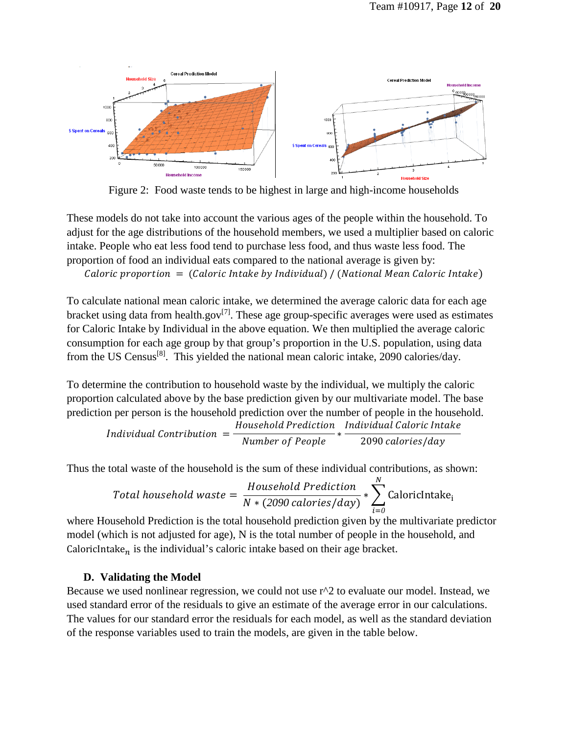Figure 2: Food waste tends to be highest in large and high-income households

These models do not take into account the various ages of the people within the household. To adjust for the age distributions of the household members, we used a multiplier based on caloric intake. People who eat less food tend to purchase less food, and thus waste less food. The proportion of food an individual eats compared to the national average is given by:

$$\text{Caloric proportion} = (\text{Caloric Intake by Individual}) / (\text{National Mean Caloric Intake})$$

To calculate national mean caloric intake, we determined the average caloric data for each age bracket using data from health.gov[7]. These age group-specific averages were used as estimates for Caloric Intake by Individual in the above equation. We then multiplied the average caloric consumption for each age group by that group's proportion in the U.S. population, using data from the US Census[8]. This yielded the national mean caloric intake, 2090 calories/day.

To determine the contribution to household waste by the individual, we multiply the caloric proportion calculated above by the base prediction given by our multivariate model. The base prediction per person is the household prediction over the number of people in the household.

$$\text{Individual Contribution} = \frac{\text{Household Prediction}}{\text{Number of People}} * \frac{\text{Individual Caloric Intake}}{2090\ \text{calories/day}}$$

Thus the total waste of the household is the sum of these individual contributions, as shown:

$$\text{Total household waste} = \frac{\text{Household Prediction}}{N * (2090\ \text{calories/day})} * \sum_{i=0}^{N} \text{CaloricIntake}_i$$

where Household Prediction is the total household prediction given by the multivariate predictor model (which is not adjusted for age), N is the total number of people in the household, and $\text{CaloricIntake}_n$ is the individual's caloric intake based on their age bracket.

### D. Validating the Model

Because we used nonlinear regression, we could not use r^2 to evaluate our model. Instead, we used standard error of the residuals to give an estimate of the average error in our calculations. The values for our standard error the residuals for each model, as well as the standard deviation of the response variables used to train the models, are given in the table below.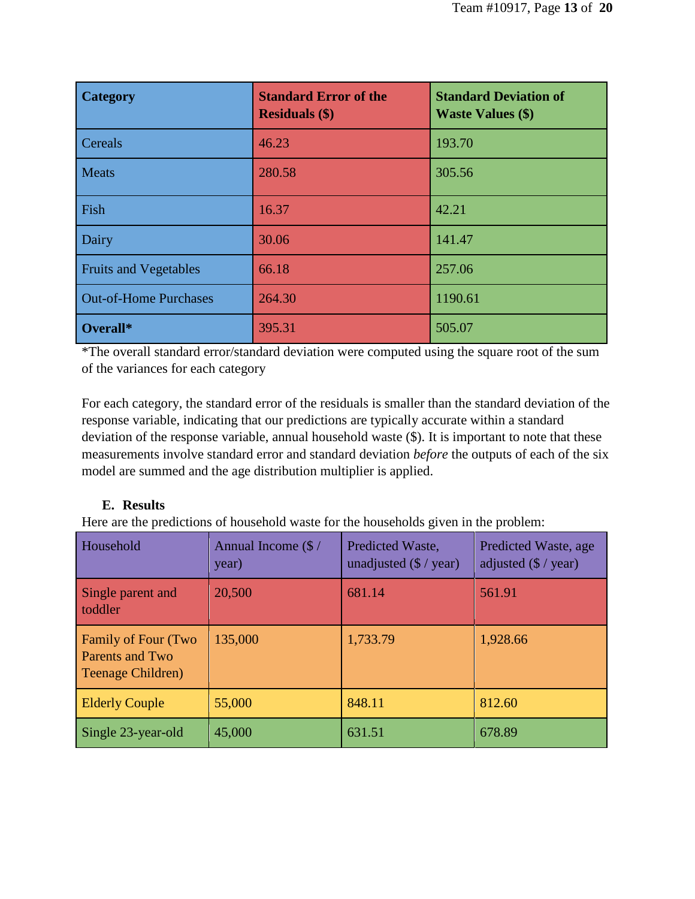| **Category** | **Standard Error of the Residuals ($)** | **Standard Deviation of Waste Values ($)** |
|---|---|---|
| Cereals | 46.23 | 193.70 |
| Meats | 280.58 | 305.56 |
| Fish | 16.37 | 42.21 |
| Dairy | 30.06 | 141.47 |
| Fruits and Vegetables | 66.18 | 257.06 |
| Out-of-Home Purchases | 264.30 | 1190.61 |
| **Overall*** | 395.31 | 505.07 |

*The overall standard error/standard deviation were computed using the square root of the sum of the variances for each category

For each category, the standard error of the residuals is smaller than the standard deviation of the response variable, indicating that our predictions are typically accurate within a standard deviation of the response variable, annual household waste ($). It is important to note that these measurements involve standard error and standard deviation *before* the outputs of each of the six model are summed and the age distribution multiplier is applied.

### E. Results

Here are the predictions of household waste for the households given in the problem:

| Household | Annual Income ($ / year) | Predicted Waste, unadjusted ($ / year) | Predicted Waste, age adjusted ($ / year) |
|---|---|---|---|
| Single parent and toddler | 20,500 | 681.14 | 561.91 |
| Family of Four (Two Parents and Two Teenage Children) | 135,000 | 1,733.79 | 1,928.66 |
| Elderly Couple | 55,000 | 848.11 | 812.60 |
| Single 23-year-old | 45,000 | 631.51 | 678.89 |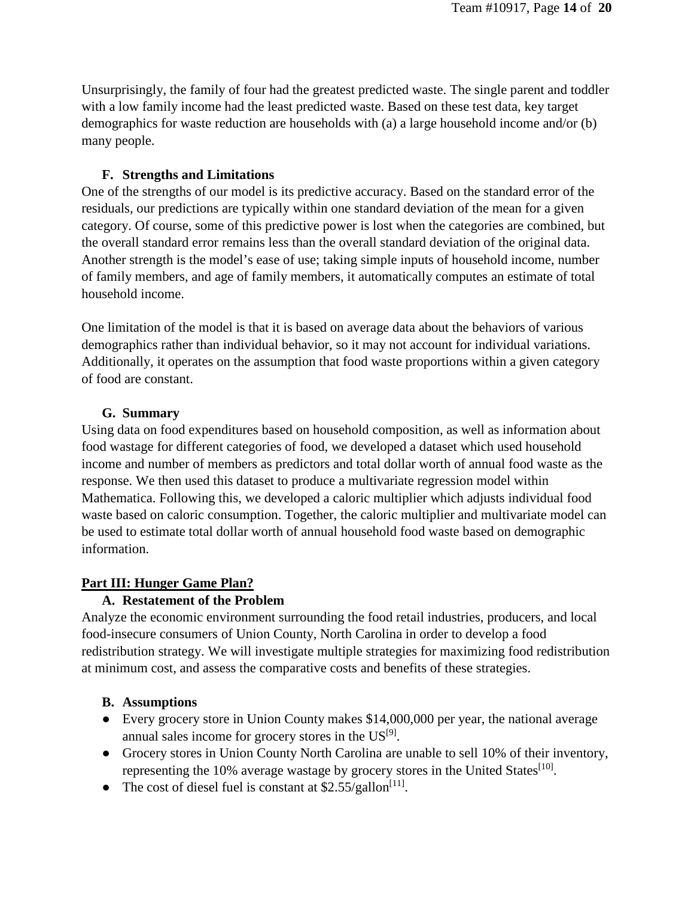Unsurprisingly, the family of four had the greatest predicted waste. The single parent and toddler with a low family income had the least predicted waste. Based on these test data, key target demographics for waste reduction are households with (a) a large household income and/or (b) many people.

### F. Strengths and Limitations

One of the strengths of our model is its predictive accuracy. Based on the standard error of the residuals, our predictions are typically within one standard deviation of the mean for a given category. Of course, some of this predictive power is lost when the categories are combined, but the overall standard error remains less than the overall standard deviation of the original data. Another strength is the model's ease of use; taking simple inputs of household income, number of family members, and age of family members, it automatically computes an estimate of total household income.

One limitation of the model is that it is based on average data about the behaviors of various demographics rather than individual behavior, so it may not account for individual variations. Additionally, it operates on the assumption that food waste proportions within a given category of food are constant.

### G. Summary

Using data on food expenditures based on household composition, as well as information about food wastage for different categories of food, we developed a dataset which used household income and number of members as predictors and total dollar worth of annual food waste as the response. We then used this dataset to produce a multivariate regression model within Mathematica. Following this, we developed a caloric multiplier which adjusts individual food waste based on caloric consumption. Together, the caloric multiplier and multivariate model can be used to estimate total dollar worth of annual household food waste based on demographic information.

## Part III: Hunger Game Plan?

### A. Restatement of the Problem

Analyze the economic environment surrounding the food retail industries, producers, and local food-insecure consumers of Union County, North Carolina in order to develop a food redistribution strategy. We will investigate multiple strategies for maximizing food redistribution at minimum cost, and assess the comparative costs and benefits of these strategies.

### B. Assumptions

- Every grocery store in Union County makes $14,000,000 per year, the national average annual sales income for grocery stores in the US[9].
- Grocery stores in Union County North Carolina are unable to sell 10% of their inventory, representing the 10% average wastage by grocery stores in the United States[10].
- The cost of diesel fuel is constant at $2.55/gallon[11].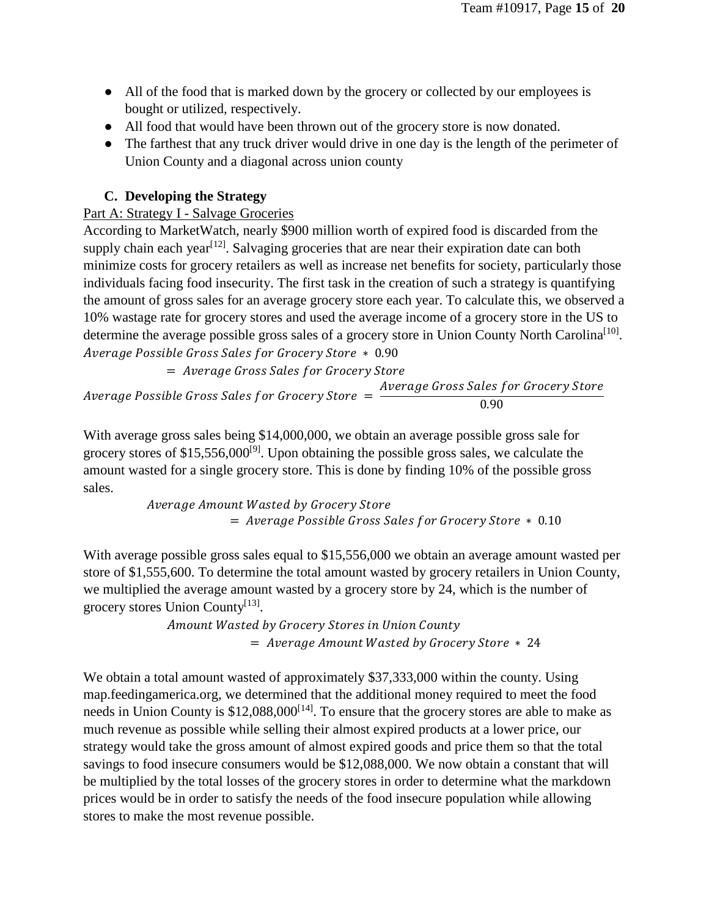- All of the food that is marked down by the grocery or collected by our employees is bought or utilized, respectively.
- All food that would have been thrown out of the grocery store is now donated.
- The farthest that any truck driver would drive in one day is the length of the perimeter of Union County and a diagonal across union county

### C. Developing the Strategy

Part A: Strategy I - Salvage Groceries

According to MarketWatch, nearly \$900 million worth of expired food is discarded from the supply chain each year[12]. Salvaging groceries that are near their expiration date can both minimize costs for grocery retailers as well as increase net benefits for society, particularly those individuals facing food insecurity. The first task in the creation of such a strategy is quantifying the amount of gross sales for an average grocery store each year. To calculate this, we observed a 10% wastage rate for grocery stores and used the average income of a grocery store in the US to determine the average possible gross sales of a grocery store in Union County North Carolina[10].

$$Average\ Possible\ Gross\ Sales\ for\ Grocery\ Store\ *\ 0.90 = Average\ Gross\ Sales\ for\ Grocery\ Store$$

$$Average\ Possible\ Gross\ Sales\ for\ Grocery\ Store = \frac{Average\ Gross\ Sales\ for\ Grocery\ Store}{0.90}$$

With average gross sales being \$14,000,000, we obtain an average possible gross sale for grocery stores of \$15,556,000[9]. Upon obtaining the possible gross sales, we calculate the amount wasted for a single grocery store. This is done by finding 10% of the possible gross sales.

$$Average\ Amount\ Wasted\ by\ Grocery\ Store = Average\ Possible\ Gross\ Sales\ for\ Grocery\ Store\ *\ 0.10$$

With average possible gross sales equal to \$15,556,000 we obtain an average amount wasted per store of \$1,555,600. To determine the total amount wasted by grocery retailers in Union County, we multiplied the average amount wasted by a grocery store by 24, which is the number of grocery stores Union County[13].

$$Amount\ Wasted\ by\ Grocery\ Stores\ in\ Union\ County = Average\ Amount\ Wasted\ by\ Grocery\ Store\ *\ 24$$

We obtain a total amount wasted of approximately \$37,333,000 within the county. Using map.feedingamerica.org, we determined that the additional money required to meet the food needs in Union County is \$12,088,000[14]. To ensure that the grocery stores are able to make as much revenue as possible while selling their almost expired products at a lower price, our strategy would take the gross amount of almost expired goods and price them so that the total savings to food insecure consumers would be \$12,088,000. We now obtain a constant that will be multiplied by the total losses of the grocery stores in order to determine what the markdown prices would be in order to satisfy the needs of the food insecure population while allowing stores to make the most revenue possible.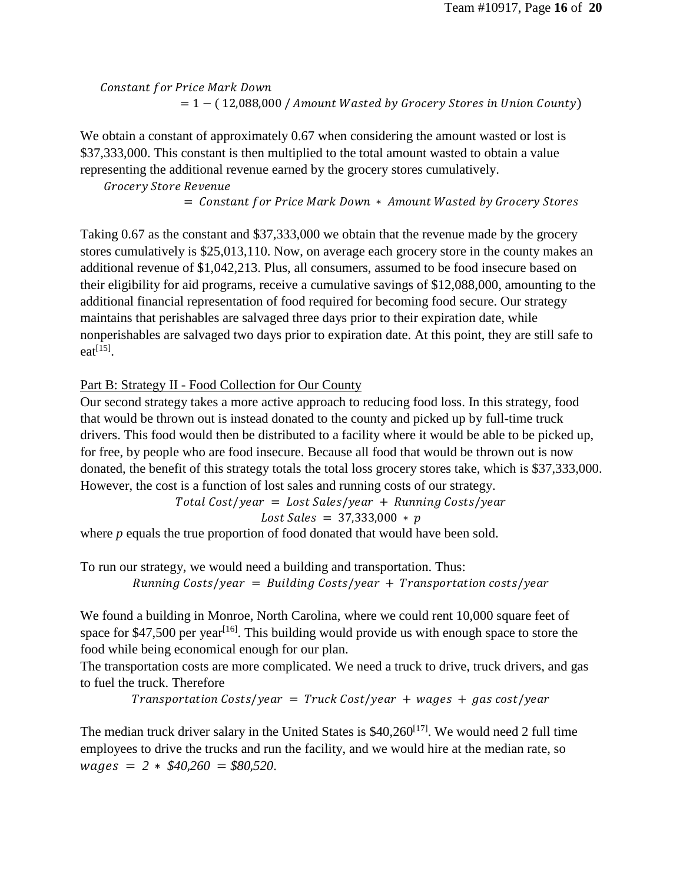$$\textit{Constant for Price Mark Down} = 1 - (\,12{,}088{,}000\ /\ \textit{Amount Wasted by Grocery Stores in Union County})$$

We obtain a constant of approximately 0.67 when considering the amount wasted or lost is \$37,333,000. This constant is then multiplied to the total amount wasted to obtain a value representing the additional revenue earned by the grocery stores cumulatively.

$$\textit{Grocery Store Revenue} = \textit{Constant for Price Mark Down} * \textit{Amount Wasted by Grocery Stores}$$

Taking 0.67 as the constant and \$37,333,000 we obtain that the revenue made by the grocery stores cumulatively is \$25,013,110. Now, on average each grocery store in the county makes an additional revenue of \$1,042,213. Plus, all consumers, assumed to be food insecure based on their eligibility for aid programs, receive a cumulative savings of \$12,088,000, amounting to the additional financial representation of food required for becoming food secure. Our strategy maintains that perishables are salvaged three days prior to their expiration date, while nonperishables are salvaged two days prior to expiration date. At this point, they are still safe to eat[15].

Part B: Strategy II - Food Collection for Our County

Our second strategy takes a more active approach to reducing food loss. In this strategy, food that would be thrown out is instead donated to the county and picked up by full-time truck drivers. This food would then be distributed to a facility where it would be able to be picked up, for free, by people who are food insecure. Because all food that would be thrown out is now donated, the benefit of this strategy totals the total loss grocery stores take, which is \$37,333,000. However, the cost is a function of lost sales and running costs of our strategy.

$$\textit{Total Cost/year} = \textit{Lost Sales/year} + \textit{Running Costs/year}$$

$$\textit{Lost Sales} = 37{,}333{,}000 * p$$

where $p$ equals the true proportion of food donated that would have been sold.

To run our strategy, we would need a building and transportation. Thus:

$$\textit{Running Costs/year} = \textit{Building Costs/year} + \textit{Transportation costs/year}$$

We found a building in Monroe, North Carolina, where we could rent 10,000 square feet of space for \$47,500 per year[16]. This building would provide us with enough space to store the food while being economical enough for our plan.

The transportation costs are more complicated. We need a truck to drive, truck drivers, and gas to fuel the truck. Therefore

$$\textit{Transportation Costs/year} = \textit{Truck Cost/year} + \textit{wages} + \textit{gas cost/year}$$

The median truck driver salary in the United States is \$40,260[17]. We would need 2 full time employees to drive the trucks and run the facility, and we would hire at the median rate, so $wages = 2 * \$40{,}260 = \$80{,}520$.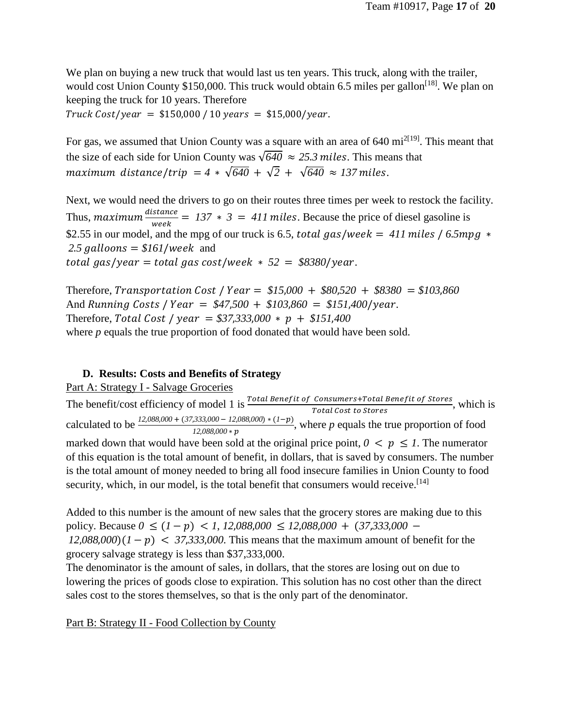We plan on buying a new truck that would last us ten years. This truck, along with the trailer, would cost Union County \$150,000. This truck would obtain 6.5 miles per gallon[18]. We plan on keeping the truck for 10 years. Therefore
$Truck\ Cost/year\ =\ \$150{,}000\ /\ 10\ years\ =\ \$15{,}000/year.$

For gas, we assumed that Union County was a square with an area of 640 $mi^2$[19]. This meant that the size of each side for Union County was $\sqrt{640}\ \approx\ 25.3\ miles$. This means that $maximum\ \ distance/trip\ = 4\ *\ \sqrt{640}\ +\ \sqrt{2}\ +\ \sqrt{640}\ \approx\ 137\ miles.$

Next, we would need the drivers to go on their routes three times per week to restock the facility. Thus, $maximum\ \frac{distance}{week}\ =\ 137\ *\ 3\ =\ 411\ miles$. Because the price of diesel gasoline is \$2.55 in our model, and the mpg of our truck is 6.5, $total\ gas/week\ =\ 411\ miles\ /\ 6.5mpg\ *\ 2.5\ galloons\ =\ \$161/week$ and
$total\ gas/year = total\ gas\ cost/week\ *\ 52\ =\ \$8380/year.$

Therefore, $Transportation\ Cost\ /\ Year =\ \$15{,}000\ +\ \$80{,}520\ +\ \$8380\ = \$103{,}860$
And $Running\ Costs\ /\ Year\ =\ \$47{,}500\ +\ \$103{,}860\ =\ \$151{,}400/year.$
Therefore, $Total\ Cost\ /\ year\ = \$37{,}333{,}000\ *\ p\ +\ \$151{,}400$
where *p* equals the true proportion of food donated that would have been sold.

### D. Results: Costs and Benefits of Strategy

Part A: Strategy I - Salvage Groceries

The benefit/cost efficiency of model 1 is $\frac{Total\ Benefit\ of\ \ Consumers+Total\ Benefit\ of\ Stores}{Total\ Cost\ to\ Stores}$, which is calculated to be $\frac{12{,}088{,}000\ +\ (37{,}333{,}000\ -\ 12{,}088{,}000)\ *\ (1-p)}{12{,}088{,}000\ *\ p}$, where *p* equals the true proportion of food marked down that would have been sold at the original price point, $0\ <\ p\ \leq\ 1$. The numerator of this equation is the total amount of benefit, in dollars, that is saved by consumers. The number is the total amount of money needed to bring all food insecure families in Union County to food security, which, in our model, is the total benefit that consumers would receive.[14]

Added to this number is the amount of new sales that the grocery stores are making due to this policy. Because $0\ \leq\ (1-p)\ <\ 1,\ 12{,}088{,}000\ \leq\ 12{,}088{,}000\ +\ (37{,}333{,}000\ -\ 12{,}088{,}000)(1-p)\ <\ 37{,}333{,}000$. This means that the maximum amount of benefit for the grocery salvage strategy is less than \$37,333,000.
The denominator is the amount of sales, in dollars, that the stores are losing out on due to lowering the prices of goods close to expiration. This solution has no cost other than the direct sales cost to the stores themselves, so that is the only part of the denominator.

Part B: Strategy II - Food Collection by County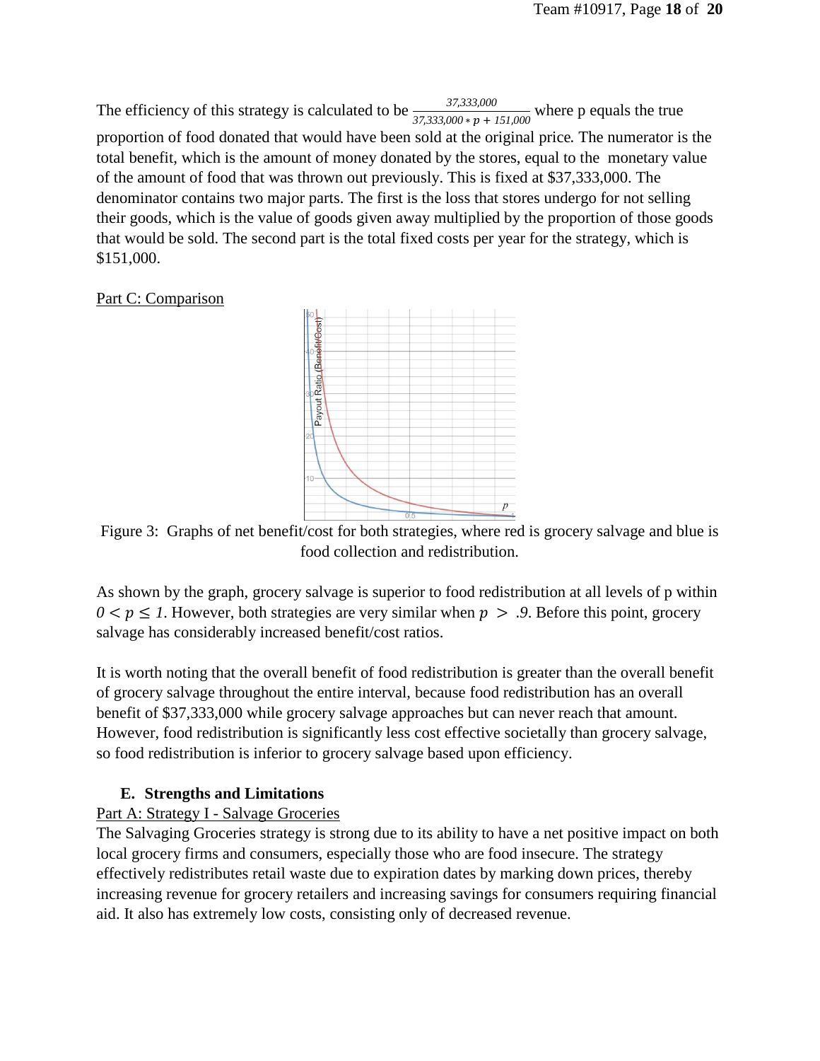The efficiency of this strategy is calculated to be $\frac{37{,}333{,}000}{37{,}333{,}000 * p + 151{,}000}$ where p equals the true proportion of food donated that would have been sold at the original price. The numerator is the total benefit, which is the amount of money donated by the stores, equal to the monetary value of the amount of food that was thrown out previously. This is fixed at $37,333,000. The denominator contains two major parts. The first is the loss that stores undergo for not selling their goods, which is the value of goods given away multiplied by the proportion of those goods that would be sold. The second part is the total fixed costs per year for the strategy, which is $151,000.

Part C: Comparison

Figure 3: Graphs of net benefit/cost for both strategies, where red is grocery salvage and blue is food collection and redistribution.

As shown by the graph, grocery salvage is superior to food redistribution at all levels of p within $0 < p \leq 1$. However, both strategies are very similar when $p > .9$. Before this point, grocery salvage has considerably increased benefit/cost ratios.

It is worth noting that the overall benefit of food redistribution is greater than the overall benefit of grocery salvage throughout the entire interval, because food redistribution has an overall benefit of $37,333,000 while grocery salvage approaches but can never reach that amount. However, food redistribution is significantly less cost effective societally than grocery salvage, so food redistribution is inferior to grocery salvage based upon efficiency.

### E. Strengths and Limitations

Part A: Strategy I - Salvage Groceries

The Salvaging Groceries strategy is strong due to its ability to have a net positive impact on both local grocery firms and consumers, especially those who are food insecure. The strategy effectively redistributes retail waste due to expiration dates by marking down prices, thereby increasing revenue for grocery retailers and increasing savings for consumers requiring financial aid. It also has extremely low costs, consisting only of decreased revenue.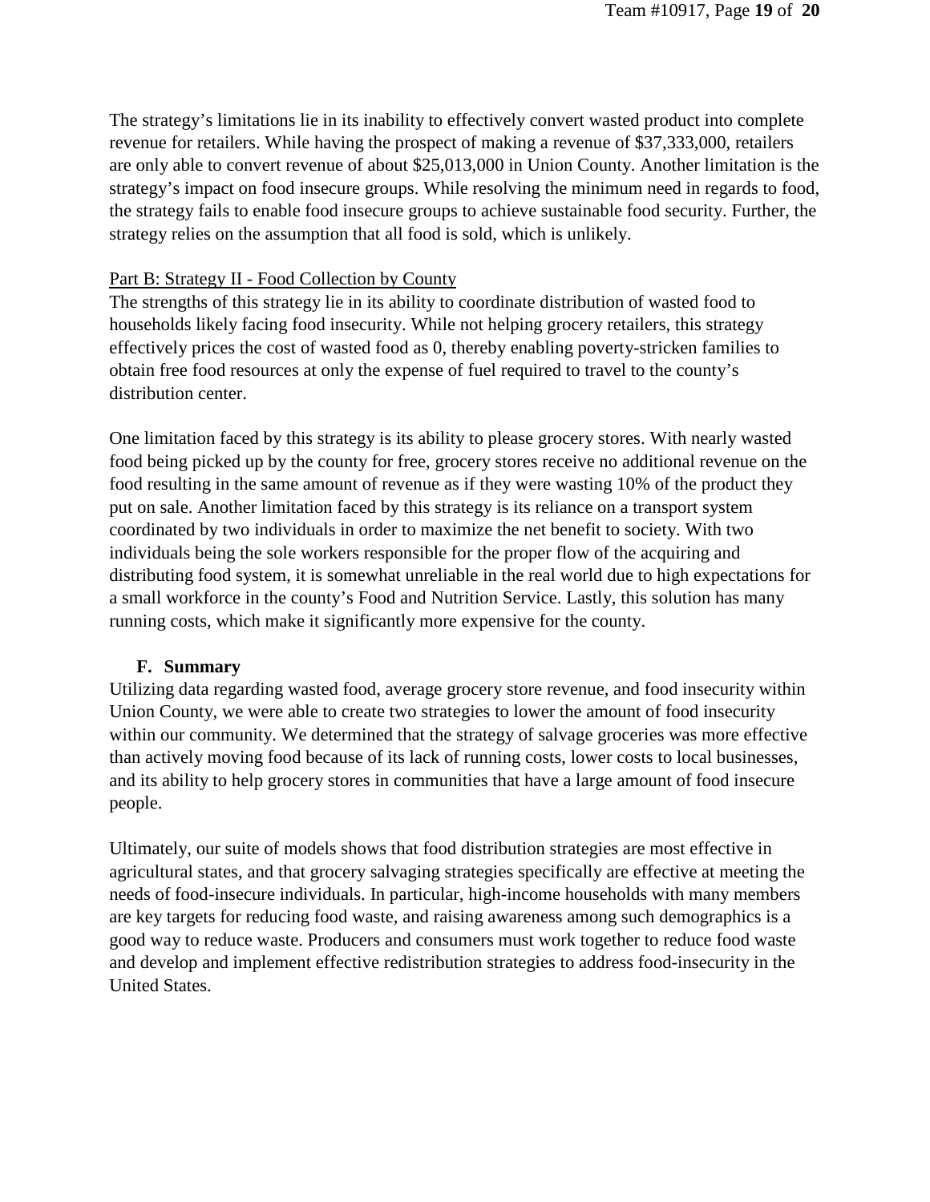The strategy's limitations lie in its inability to effectively convert wasted product into complete revenue for retailers. While having the prospect of making a revenue of $37,333,000, retailers are only able to convert revenue of about $25,013,000 in Union County. Another limitation is the strategy's impact on food insecure groups. While resolving the minimum need in regards to food, the strategy fails to enable food insecure groups to achieve sustainable food security. Further, the strategy relies on the assumption that all food is sold, which is unlikely.

<u>Part B: Strategy II - Food Collection by County</u>

The strengths of this strategy lie in its ability to coordinate distribution of wasted food to households likely facing food insecurity. While not helping grocery retailers, this strategy effectively prices the cost of wasted food as 0, thereby enabling poverty-stricken families to obtain free food resources at only the expense of fuel required to travel to the county's distribution center.

One limitation faced by this strategy is its ability to please grocery stores. With nearly wasted food being picked up by the county for free, grocery stores receive no additional revenue on the food resulting in the same amount of revenue as if they were wasting 10% of the product they put on sale. Another limitation faced by this strategy is its reliance on a transport system coordinated by two individuals in order to maximize the net benefit to society. With two individuals being the sole workers responsible for the proper flow of the acquiring and distributing food system, it is somewhat unreliable in the real world due to high expectations for a small workforce in the county's Food and Nutrition Service. Lastly, this solution has many running costs, which make it significantly more expensive for the county.

## F. Summary

Utilizing data regarding wasted food, average grocery store revenue, and food insecurity within Union County, we were able to create two strategies to lower the amount of food insecurity within our community. We determined that the strategy of salvage groceries was more effective than actively moving food because of its lack of running costs, lower costs to local businesses, and its ability to help grocery stores in communities that have a large amount of food insecure people.

Ultimately, our suite of models shows that food distribution strategies are most effective in agricultural states, and that grocery salvaging strategies specifically are effective at meeting the needs of food-insecure individuals. In particular, high-income households with many members are key targets for reducing food waste, and raising awareness among such demographics is a good way to reduce waste. Producers and consumers must work together to reduce food waste and develop and implement effective redistribution strategies to address food-insecurity in the United States.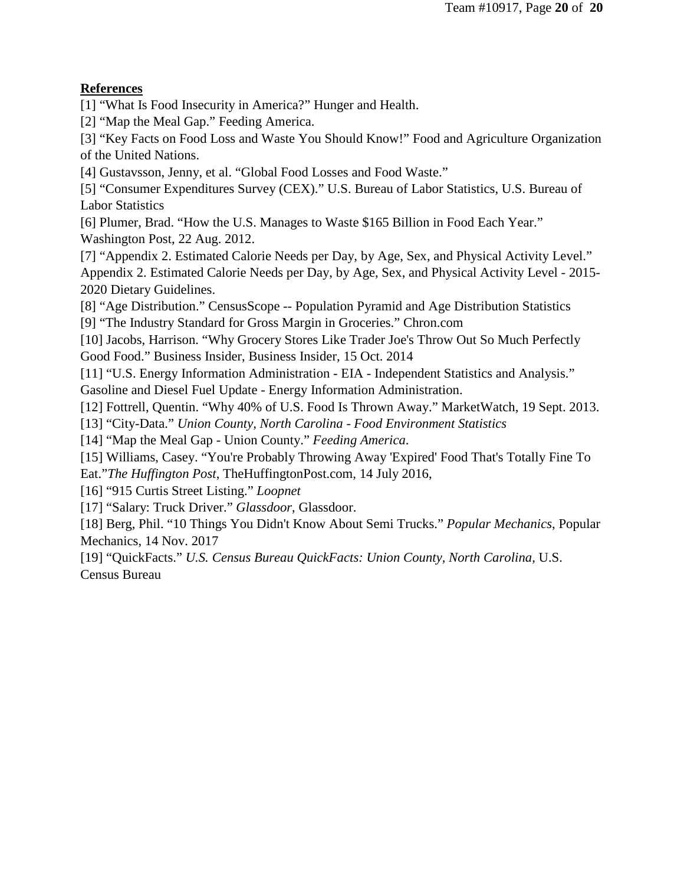**References**

[1] "What Is Food Insecurity in America?" Hunger and Health.

[2] "Map the Meal Gap." Feeding America.

[3] "Key Facts on Food Loss and Waste You Should Know!" Food and Agriculture Organization of the United Nations.

[4] Gustavsson, Jenny, et al. "Global Food Losses and Food Waste."

[5] "Consumer Expenditures Survey (CEX)." U.S. Bureau of Labor Statistics, U.S. Bureau of Labor Statistics

[6] Plumer, Brad. "How the U.S. Manages to Waste $165 Billion in Food Each Year." Washington Post, 22 Aug. 2012.

[7] "Appendix 2. Estimated Calorie Needs per Day, by Age, Sex, and Physical Activity Level." Appendix 2. Estimated Calorie Needs per Day, by Age, Sex, and Physical Activity Level - 2015-2020 Dietary Guidelines.

[8] "Age Distribution." CensusScope -- Population Pyramid and Age Distribution Statistics

[9] "The Industry Standard for Gross Margin in Groceries." Chron.com

[10] Jacobs, Harrison. "Why Grocery Stores Like Trader Joe's Throw Out So Much Perfectly Good Food." Business Insider, Business Insider, 15 Oct. 2014

[11] "U.S. Energy Information Administration - EIA - Independent Statistics and Analysis." Gasoline and Diesel Fuel Update - Energy Information Administration.

[12] Fottrell, Quentin. "Why 40% of U.S. Food Is Thrown Away." MarketWatch, 19 Sept. 2013.

[13] "City-Data." *Union County, North Carolina - Food Environment Statistics*

[14] "Map the Meal Gap - Union County." *Feeding America*.

[15] Williams, Casey. "You're Probably Throwing Away 'Expired' Food That's Totally Fine To Eat."*The Huffington Post*, TheHuffingtonPost.com, 14 July 2016,

[16] "915 Curtis Street Listing." *Loopnet*

[17] "Salary: Truck Driver." *Glassdoor*, Glassdoor.

[18] Berg, Phil. "10 Things You Didn't Know About Semi Trucks." *Popular Mechanics*, Popular Mechanics, 14 Nov. 2017

[19] "QuickFacts." *U.S. Census Bureau QuickFacts: Union County, North Carolina*, U.S. Census Bureau